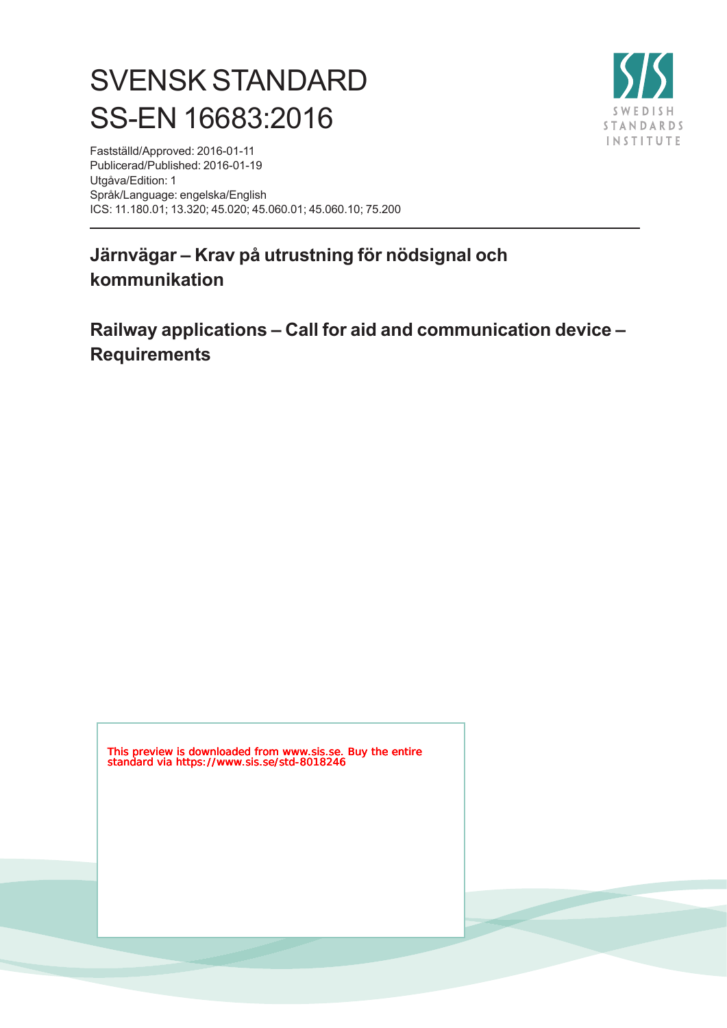# SVENSK STANDARD
# SS-EN 16683:2016

Fastställd/Approved: 2016-01-11
Publicerad/Published: 2016-01-19
Utgåva/Edition: 1
Språk/Language: engelska/English
ICS: 11.180.01; 13.320; 45.020; 45.060.01; 45.060.10; 75.200

## Järnvägar – Krav på utrustning för nödsignal och kommunikation

## Railway applications – Call for aid and communication device – Requirements

This preview is downloaded from www.sis.se. Buy the entire standard via https://www.sis.se/std-8018246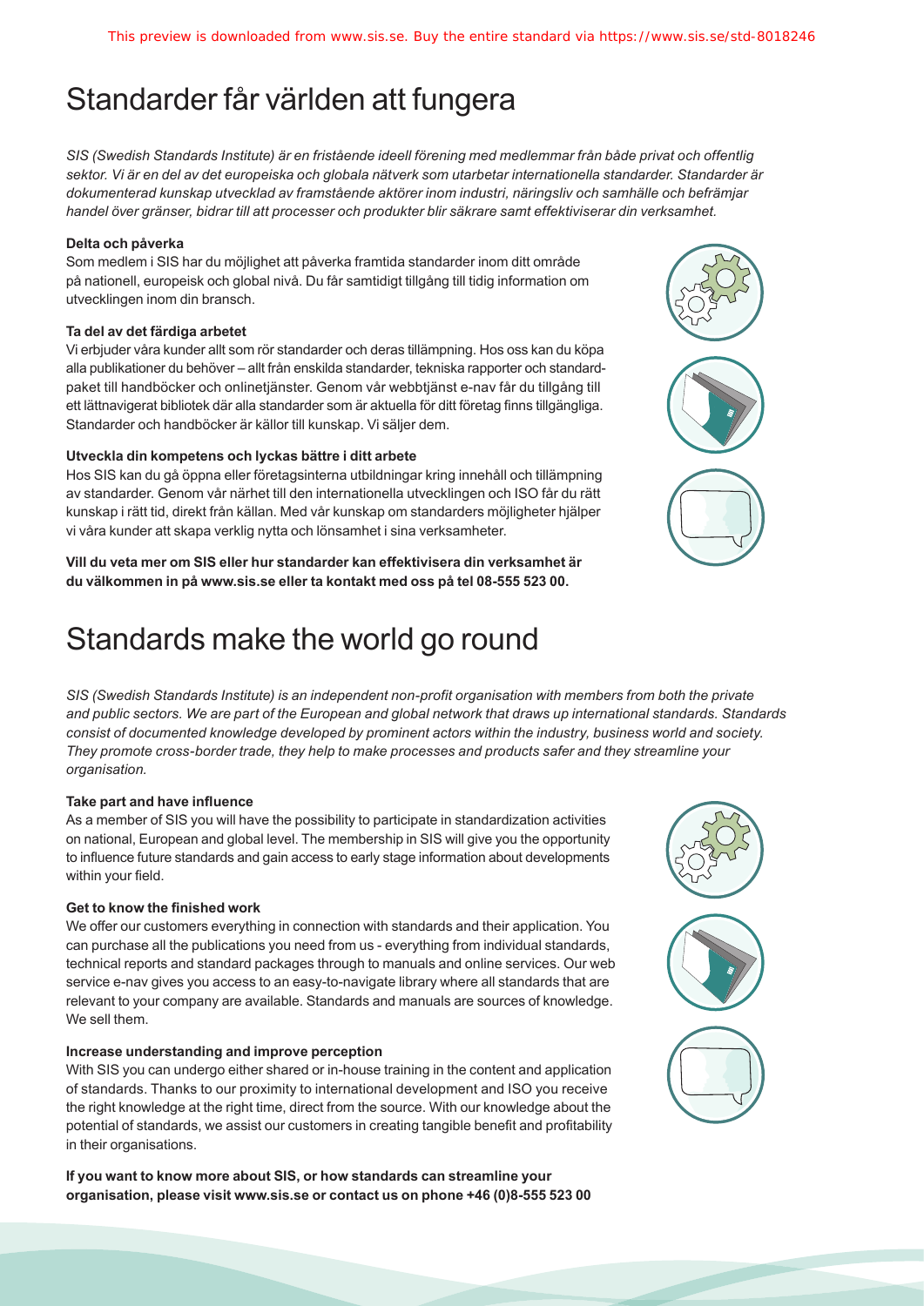# Standarder får världen att fungera

*SIS (Swedish Standards Institute) är en fristående ideell förening med medlemmar från både privat och offentlig sektor. Vi är en del av det europeiska och globala nätverk som utarbetar internationella standarder. Standarder är dokumenterad kunskap utvecklad av framstående aktörer inom industri, näringsliv och samhälle och befrämjar handel över gränser, bidrar till att processer och produkter blir säkrare samt effektiviserar din verksamhet.*

**Delta och påverka**

Som medlem i SIS har du möjlighet att påverka framtida standarder inom ditt område på nationell, europeisk och global nivå. Du får samtidigt tillgång till tidig information om utvecklingen inom din bransch.

**Ta del av det färdiga arbetet**

Vi erbjuder våra kunder allt som rör standarder och deras tillämpning. Hos oss kan du köpa alla publikationer du behöver – allt från enskilda standarder, tekniska rapporter och standardpaket till handböcker och onlinetjänster. Genom vår webbtjänst e-nav får du tillgång till ett lättnavigerat bibliotek där alla standarder som är aktuella för ditt företag finns tillgängliga. Standarder och handböcker är källor till kunskap. Vi säljer dem.

**Utveckla din kompetens och lyckas bättre i ditt arbete**

Hos SIS kan du gå öppna eller företagsinterna utbildningar kring innehåll och tillämpning av standarder. Genom vår närhet till den internationella utvecklingen och ISO får du rätt kunskap i rätt tid, direkt från källan. Med vår kunskap om standarders möjligheter hjälper vi våra kunder att skapa verklig nytta och lönsamhet i sina verksamheter.

**Vill du veta mer om SIS eller hur standarder kan effektivisera din verksamhet är du välkommen in på www.sis.se eller ta kontakt med oss på tel 08-555 523 00.**

# Standards make the world go round

*SIS (Swedish Standards Institute) is an independent non-profit organisation with members from both the private and public sectors. We are part of the European and global network that draws up international standards. Standards consist of documented knowledge developed by prominent actors within the industry, business world and society. They promote cross-border trade, they help to make processes and products safer and they streamline your organisation.*

**Take part and have influence**

As a member of SIS you will have the possibility to participate in standardization activities on national, European and global level. The membership in SIS will give you the opportunity to influence future standards and gain access to early stage information about developments within your field.

**Get to know the finished work**

We offer our customers everything in connection with standards and their application. You can purchase all the publications you need from us - everything from individual standards, technical reports and standard packages through to manuals and online services. Our web service e-nav gives you access to an easy-to-navigate library where all standards that are relevant to your company are available. Standards and manuals are sources of knowledge. We sell them.

**Increase understanding and improve perception**

With SIS you can undergo either shared or in-house training in the content and application of standards. Thanks to our proximity to international development and ISO you receive the right knowledge at the right time, direct from the source. With our knowledge about the potential of standards, we assist our customers in creating tangible benefit and profitability in their organisations.

**If you want to know more about SIS, or how standards can streamline your organisation, please visit www.sis.se or contact us on phone +46 (0)8-555 523 00**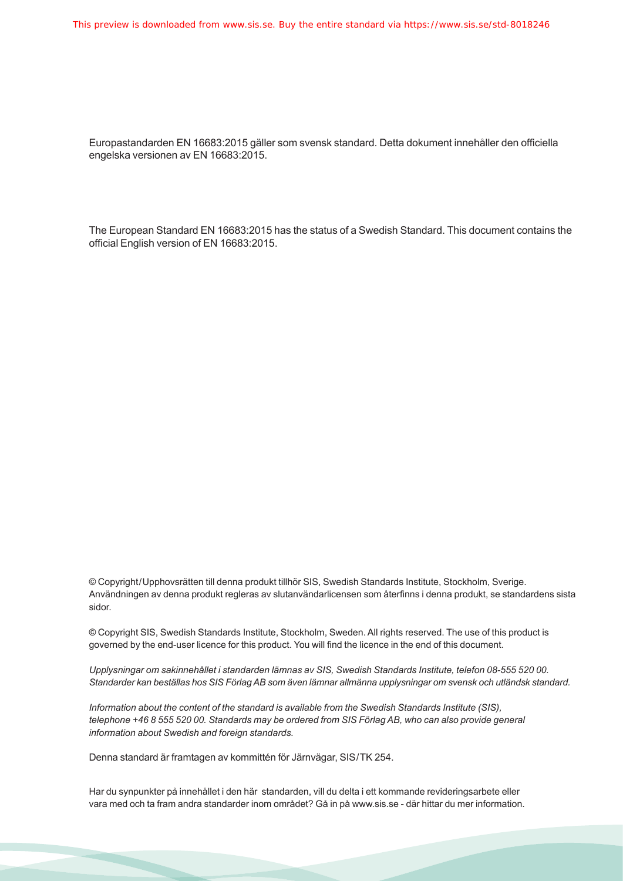Europastandarden EN 16683:2015 gäller som svensk standard. Detta dokument innehåller den officiella engelska versionen av EN 16683:2015.

The European Standard EN 16683:2015 has the status of a Swedish Standard. This document contains the official English version of EN 16683:2015.

© Copyright/Upphovsrätten till denna produkt tillhör SIS, Swedish Standards Institute, Stockholm, Sverige. Användningen av denna produkt regleras av slutanvändarlicensen som återfinns i denna produkt, se standardens sista sidor.

© Copyright SIS, Swedish Standards Institute, Stockholm, Sweden. All rights reserved. The use of this product is governed by the end-user licence for this product. You will find the licence in the end of this document.

*Upplysningar om sakinnehållet i standarden lämnas av SIS, Swedish Standards Institute, telefon 08-555 520 00. Standarder kan beställas hos SIS Förlag AB som även lämnar allmänna upplysningar om svensk och utländsk standard.*

*Information about the content of the standard is available from the Swedish Standards Institute (SIS), telephone +46 8 555 520 00. Standards may be ordered from SIS Förlag AB, who can also provide general information about Swedish and foreign standards.*

Denna standard är framtagen av kommittén för Järnvägar, SIS/TK 254.

Har du synpunkter på innehållet i den här standarden, vill du delta i ett kommande revideringsarbete eller vara med och ta fram andra standarder inom området? Gå in på www.sis.se - där hittar du mer information.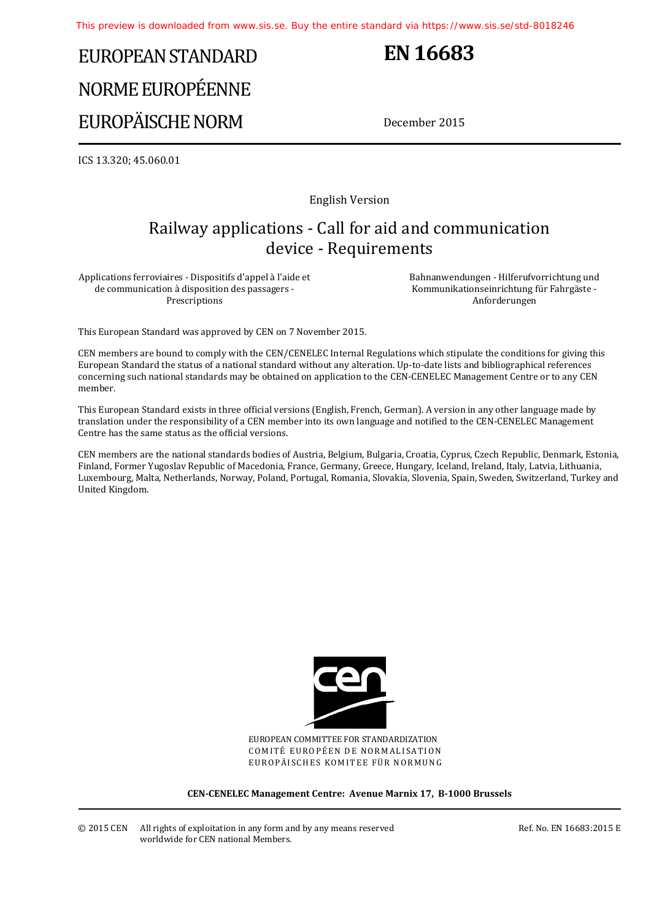This preview is downloaded from www.sis.se. Buy the entire standard via https://www.sis.se/std-8018246

# EUROPEAN STANDARD
# NORME EUROPÉENNE
# EUROPÄISCHE NORM

# EN 16683

December 2015

ICS 13.320; 45.060.01

English Version

## Railway applications - Call for aid and communication device - Requirements

Applications ferroviaires - Dispositifs d'appel à l'aide et de communication à disposition des passagers - Prescriptions

Bahnanwendungen - Hilferufvorrichtung und Kommunikationseinrichtung für Fahrgäste - Anforderungen

This European Standard was approved by CEN on 7 November 2015.

CEN members are bound to comply with the CEN/CENELEC Internal Regulations which stipulate the conditions for giving this European Standard the status of a national standard without any alteration. Up-to-date lists and bibliographical references concerning such national standards may be obtained on application to the CEN-CENELEC Management Centre or to any CEN member.

This European Standard exists in three official versions (English, French, German). A version in any other language made by translation under the responsibility of a CEN member into its own language and notified to the CEN-CENELEC Management Centre has the same status as the official versions.

CEN members are the national standards bodies of Austria, Belgium, Bulgaria, Croatia, Cyprus, Czech Republic, Denmark, Estonia, Finland, Former Yugoslav Republic of Macedonia, France, Germany, Greece, Hungary, Iceland, Ireland, Italy, Latvia, Lithuania, Luxembourg, Malta, Netherlands, Norway, Poland, Portugal, Romania, Slovakia, Slovenia, Spain, Sweden, Switzerland, Turkey and United Kingdom.

EUROPEAN COMMITTEE FOR STANDARDIZATION
COMITÉ EUROPÉEN DE NORMALISATION
EUROPÄISCHES KOMITEE FÜR NORMUNG

**CEN-CENELEC Management Centre: Avenue Marnix 17, B-1000 Brussels**

© 2015 CEN All rights of exploitation in any form and by any means reserved worldwide for CEN national Members.

Ref. No. EN 16683:2015 E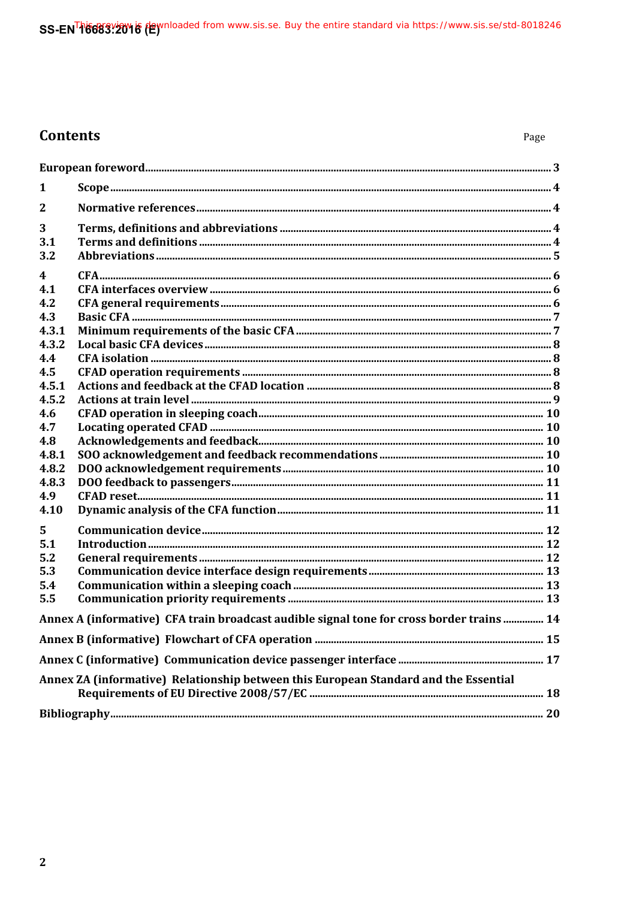# Contents

Page

European foreword ..... 3

1 Scope ..... 4

2 Normative references ..... 4

3 Terms, definitions and abbreviations ..... 4
3.1 Terms and definitions ..... 4
3.2 Abbreviations ..... 5

4 CFA ..... 6
4.1 CFA interfaces overview ..... 6
4.2 CFA general requirements ..... 6
4.3 Basic CFA ..... 7
4.3.1 Minimum requirements of the basic CFA ..... 7
4.3.2 Local basic CFA devices ..... 8
4.4 CFA isolation ..... 8
4.5 CFAD operation requirements ..... 8
4.5.1 Actions and feedback at the CFAD location ..... 8
4.5.2 Actions at train level ..... 9
4.6 CFAD operation in sleeping coach ..... 10
4.7 Locating operated CFAD ..... 10
4.8 Acknowledgements and feedback ..... 10
4.8.1 SOO acknowledgement and feedback recommendations ..... 10
4.8.2 DOO acknowledgement requirements ..... 10
4.8.3 DOO feedback to passengers ..... 11
4.9 CFAD reset ..... 11
4.10 Dynamic analysis of the CFA function ..... 11

5 Communication device ..... 12
5.1 Introduction ..... 12
5.2 General requirements ..... 12
5.3 Communication device interface design requirements ..... 13
5.4 Communication within a sleeping coach ..... 13
5.5 Communication priority requirements ..... 13

Annex A (informative) CFA train broadcast audible signal tone for cross border trains ..... 14

Annex B (informative) Flowchart of CFA operation ..... 15

Annex C (informative) Communication device passenger interface ..... 17

Annex ZA (informative) Relationship between this European Standard and the Essential Requirements of EU Directive 2008/57/EC ..... 18

Bibliography ..... 20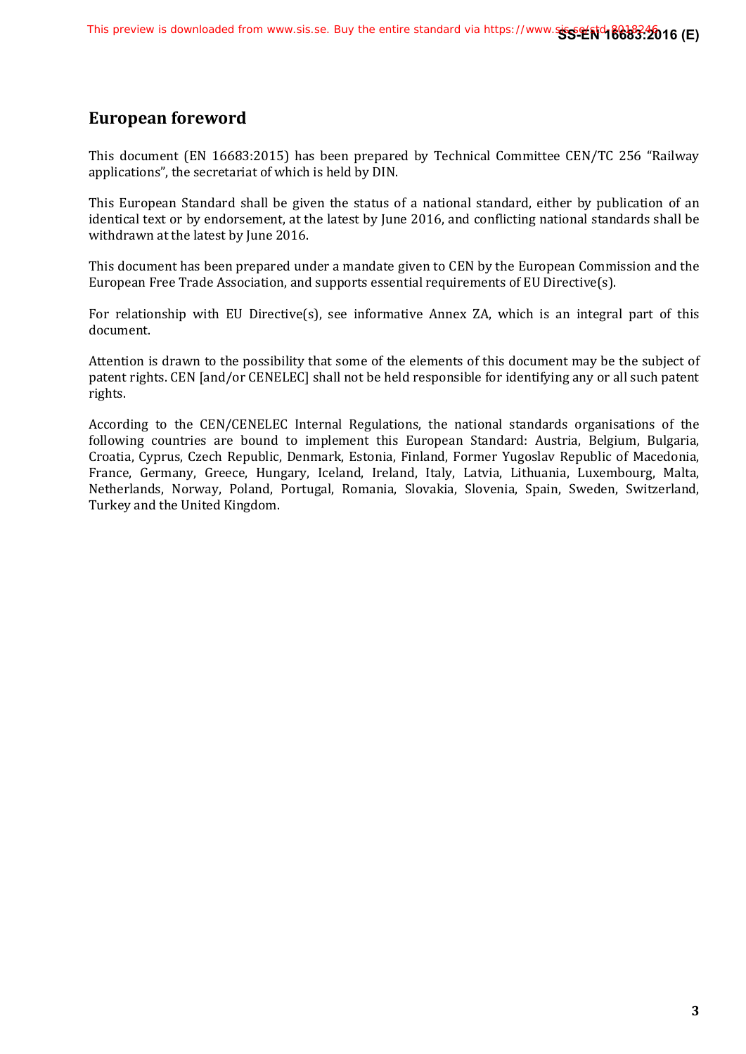## European foreword

This document (EN 16683:2015) has been prepared by Technical Committee CEN/TC 256 “Railway applications”, the secretariat of which is held by DIN.

This European Standard shall be given the status of a national standard, either by publication of an identical text or by endorsement, at the latest by June 2016, and conflicting national standards shall be withdrawn at the latest by June 2016.

This document has been prepared under a mandate given to CEN by the European Commission and the European Free Trade Association, and supports essential requirements of EU Directive(s).

For relationship with EU Directive(s), see informative Annex ZA, which is an integral part of this document.

Attention is drawn to the possibility that some of the elements of this document may be the subject of patent rights. CEN [and/or CENELEC] shall not be held responsible for identifying any or all such patent rights.

According to the CEN/CENELEC Internal Regulations, the national standards organisations of the following countries are bound to implement this European Standard: Austria, Belgium, Bulgaria, Croatia, Cyprus, Czech Republic, Denmark, Estonia, Finland, Former Yugoslav Republic of Macedonia, France, Germany, Greece, Hungary, Iceland, Ireland, Italy, Latvia, Lithuania, Luxembourg, Malta, Netherlands, Norway, Poland, Portugal, Romania, Slovakia, Slovenia, Spain, Sweden, Switzerland, Turkey and the United Kingdom.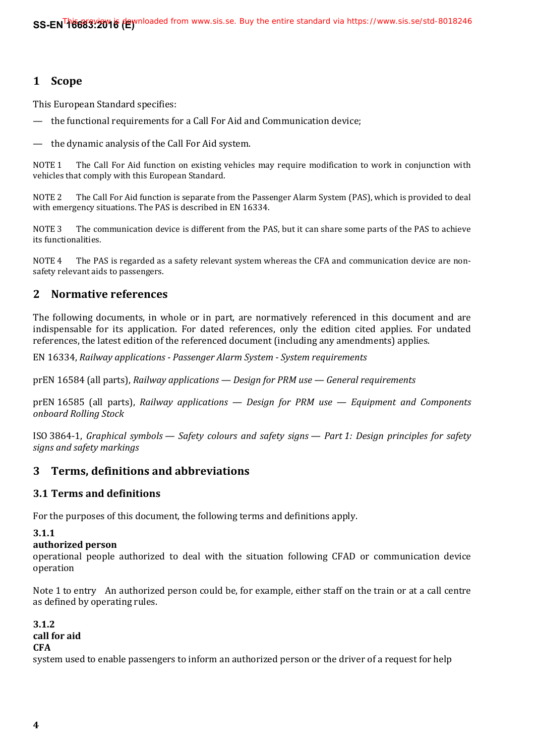## 1 Scope

This European Standard specifies:

— the functional requirements for a Call For Aid and Communication device;

— the dynamic analysis of the Call For Aid system.

NOTE 1 The Call For Aid function on existing vehicles may require modification to work in conjunction with vehicles that comply with this European Standard.

NOTE 2 The Call For Aid function is separate from the Passenger Alarm System (PAS), which is provided to deal with emergency situations. The PAS is described in EN 16334.

NOTE 3 The communication device is different from the PAS, but it can share some parts of the PAS to achieve its functionalities.

NOTE 4 The PAS is regarded as a safety relevant system whereas the CFA and communication device are non-safety relevant aids to passengers.

## 2 Normative references

The following documents, in whole or in part, are normatively referenced in this document and are indispensable for its application. For dated references, only the edition cited applies. For undated references, the latest edition of the referenced document (including any amendments) applies.

EN 16334, *Railway applications - Passenger Alarm System - System requirements*

prEN 16584 (all parts), *Railway applications — Design for PRM use — General requirements*

prEN 16585 (all parts), *Railway applications — Design for PRM use — Equipment and Components onboard Rolling Stock*

ISO 3864-1, *Graphical symbols — Safety colours and safety signs — Part 1: Design principles for safety signs and safety markings*

## 3 Terms, definitions and abbreviations

### 3.1 Terms and definitions

For the purposes of this document, the following terms and definitions apply.

**3.1.1**
**authorized person**
operational people authorized to deal with the situation following CFAD or communication device operation

Note 1 to entry An authorized person could be, for example, either staff on the train or at a call centre as defined by operating rules.

**3.1.2**
**call for aid**
**CFA**
system used to enable passengers to inform an authorized person or the driver of a request for help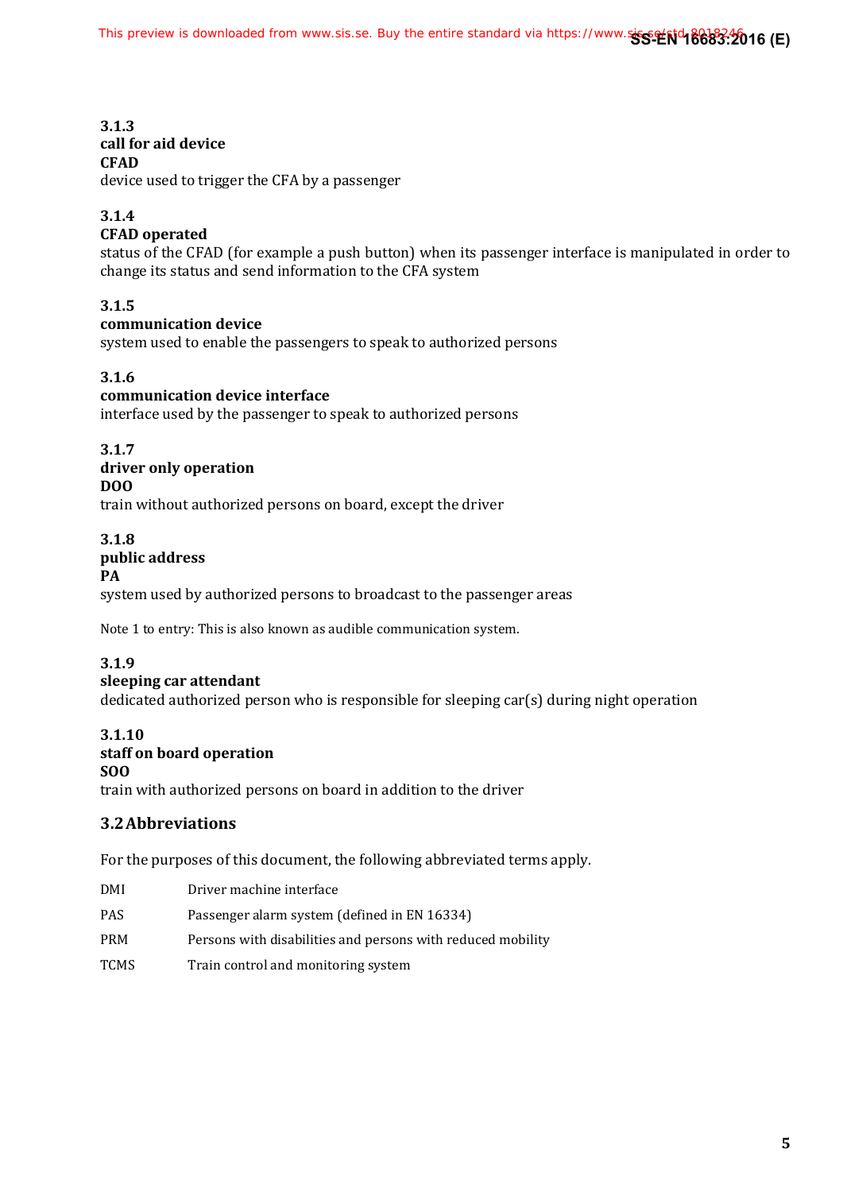**3.1.3**
**call for aid device**
**CFAD**
device used to trigger the CFA by a passenger

**3.1.4**
**CFAD operated**
status of the CFAD (for example a push button) when its passenger interface is manipulated in order to change its status and send information to the CFA system

**3.1.5**
**communication device**
system used to enable the passengers to speak to authorized persons

**3.1.6**
**communication device interface**
interface used by the passenger to speak to authorized persons

**3.1.7**
**driver only operation**
**DOO**
train without authorized persons on board, except the driver

**3.1.8**
**public address**
**PA**
system used by authorized persons to broadcast to the passenger areas

Note 1 to entry: This is also known as audible communication system.

**3.1.9**
**sleeping car attendant**
dedicated authorized person who is responsible for sleeping car(s) during night operation

**3.1.10**
**staff on board operation**
**SOO**
train with authorized persons on board in addition to the driver

## 3.2 Abbreviations

For the purposes of this document, the following abbreviated terms apply.

DMI    Driver machine interface

PAS    Passenger alarm system (defined in EN 16334)

PRM    Persons with disabilities and persons with reduced mobility

TCMS    Train control and monitoring system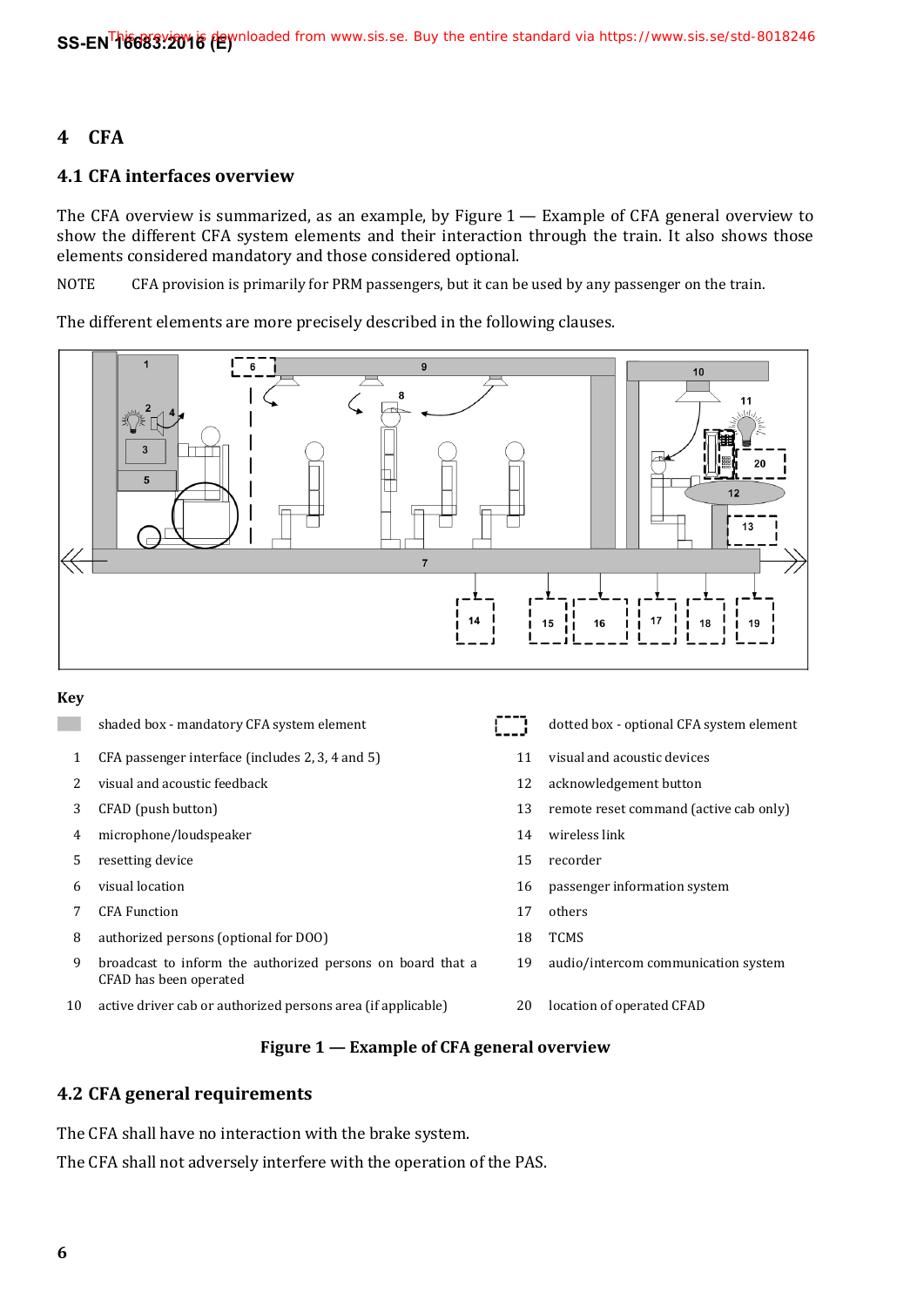# 4 CFA

## 4.1 CFA interfaces overview

The CFA overview is summarized, as an example, by Figure 1 — Example of CFA general overview to show the different CFA system elements and their interaction through the train. It also shows those elements considered mandatory and those considered optional.

NOTE CFA provision is primarily for PRM passengers, but it can be used by any passenger on the train.

The different elements are more precisely described in the following clauses.

**Key**

shaded box - mandatory CFA system element

dotted box - optional CFA system element

1 CFA passenger interface (includes 2, 3, 4 and 5)

2 visual and acoustic feedback

3 CFAD (push button)

4 microphone/loudspeaker

5 resetting device

6 visual location

7 CFA Function

8 authorized persons (optional for DOO)

9 broadcast to inform the authorized persons on board that a CFAD has been operated

10 active driver cab or authorized persons area (if applicable)

11 visual and acoustic devices

12 acknowledgement button

13 remote reset command (active cab only)

14 wireless link

15 recorder

16 passenger information system

17 others

18 TCMS

19 audio/intercom communication system

20 location of operated CFAD

**Figure 1 — Example of CFA general overview**

## 4.2 CFA general requirements

The CFA shall have no interaction with the brake system.

The CFA shall not adversely interfere with the operation of the PAS.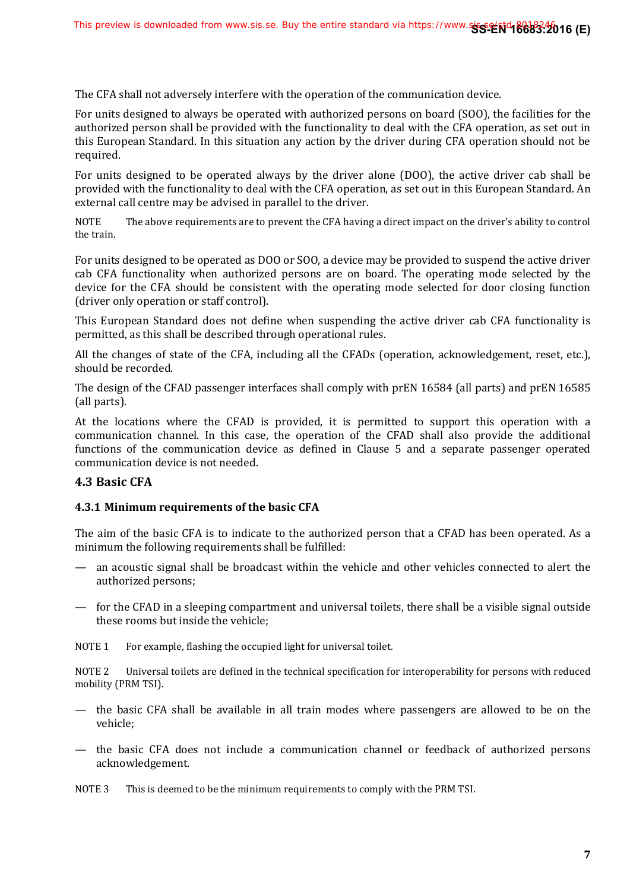The CFA shall not adversely interfere with the operation of the communication device.

For units designed to always be operated with authorized persons on board (SOO), the facilities for the authorized person shall be provided with the functionality to deal with the CFA operation, as set out in this European Standard. In this situation any action by the driver during CFA operation should not be required.

For units designed to be operated always by the driver alone (DOO), the active driver cab shall be provided with the functionality to deal with the CFA operation, as set out in this European Standard. An external call centre may be advised in parallel to the driver.

NOTE The above requirements are to prevent the CFA having a direct impact on the driver's ability to control the train.

For units designed to be operated as DOO or SOO, a device may be provided to suspend the active driver cab CFA functionality when authorized persons are on board. The operating mode selected by the device for the CFA should be consistent with the operating mode selected for door closing function (driver only operation or staff control).

This European Standard does not define when suspending the active driver cab CFA functionality is permitted, as this shall be described through operational rules.

All the changes of state of the CFA, including all the CFADs (operation, acknowledgement, reset, etc.), should be recorded.

The design of the CFAD passenger interfaces shall comply with prEN 16584 (all parts) and prEN 16585 (all parts).

At the locations where the CFAD is provided, it is permitted to support this operation with a communication channel. In this case, the operation of the CFAD shall also provide the additional functions of the communication device as defined in Clause 5 and a separate passenger operated communication device is not needed.

## 4.3 Basic CFA

### 4.3.1 Minimum requirements of the basic CFA

The aim of the basic CFA is to indicate to the authorized person that a CFAD has been operated. As a minimum the following requirements shall be fulfilled:

— an acoustic signal shall be broadcast within the vehicle and other vehicles connected to alert the authorized persons;

— for the CFAD in a sleeping compartment and universal toilets, there shall be a visible signal outside these rooms but inside the vehicle;

NOTE 1 For example, flashing the occupied light for universal toilet.

NOTE 2 Universal toilets are defined in the technical specification for interoperability for persons with reduced mobility (PRM TSI).

— the basic CFA shall be available in all train modes where passengers are allowed to be on the vehicle;

— the basic CFA does not include a communication channel or feedback of authorized persons acknowledgement.

NOTE 3 This is deemed to be the minimum requirements to comply with the PRM TSI.